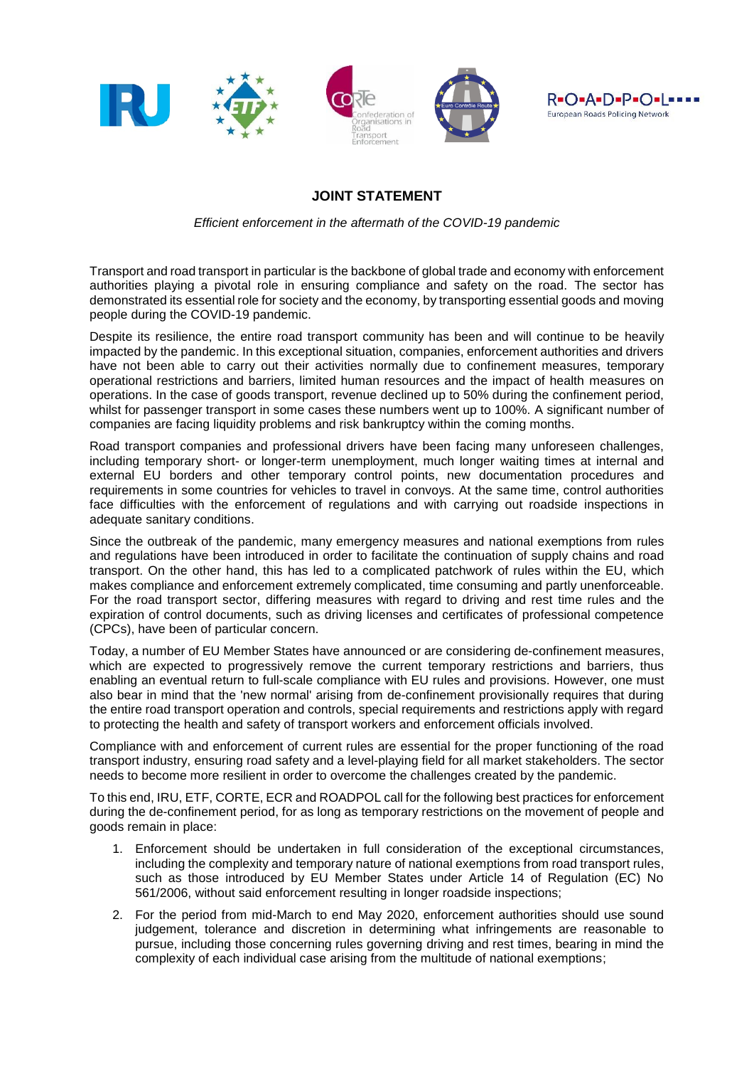# JOINT STATEMENT

*Efficient enforcement in the aftermath of the COVID-19 pandemic*

Transport and road transport in particular is the backbone of global trade and economy with enforcement authorities playing a pivotal role in ensuring compliance and safety on the road. The sector has demonstrated its essential role for society and the economy, by transporting essential goods and moving people during the COVID-19 pandemic.

Despite its resilience, the entire road transport community has been and will continue to be heavily impacted by the pandemic. In this exceptional situation, companies, enforcement authorities and drivers have not been able to carry out their activities normally due to confinement measures, temporary operational restrictions and barriers, limited human resources and the impact of health measures on operations. In the case of goods transport, revenue declined up to 50% during the confinement period, whilst for passenger transport in some cases these numbers went up to 100%. A significant number of companies are facing liquidity problems and risk bankruptcy within the coming months.

Road transport companies and professional drivers have been facing many unforeseen challenges, including temporary short- or longer-term unemployment, much longer waiting times at internal and external EU borders and other temporary control points, new documentation procedures and requirements in some countries for vehicles to travel in convoys. At the same time, control authorities face difficulties with the enforcement of regulations and with carrying out roadside inspections in adequate sanitary conditions.

Since the outbreak of the pandemic, many emergency measures and national exemptions from rules and regulations have been introduced in order to facilitate the continuation of supply chains and road transport. On the other hand, this has led to a complicated patchwork of rules within the EU, which makes compliance and enforcement extremely complicated, time consuming and partly unenforceable. For the road transport sector, differing measures with regard to driving and rest time rules and the expiration of control documents, such as driving licenses and certificates of professional competence (CPCs), have been of particular concern.

Today, a number of EU Member States have announced or are considering de-confinement measures, which are expected to progressively remove the current temporary restrictions and barriers, thus enabling an eventual return to full-scale compliance with EU rules and provisions. However, one must also bear in mind that the 'new normal' arising from de-confinement provisionally requires that during the entire road transport operation and controls, special requirements and restrictions apply with regard to protecting the health and safety of transport workers and enforcement officials involved.

Compliance with and enforcement of current rules are essential for the proper functioning of the road transport industry, ensuring road safety and a level-playing field for all market stakeholders. The sector needs to become more resilient in order to overcome the challenges created by the pandemic.

To this end, IRU, ETF, CORTE, ECR and ROADPOL call for the following best practices for enforcement during the de-confinement period, for as long as temporary restrictions on the movement of people and goods remain in place:

1. Enforcement should be undertaken in full consideration of the exceptional circumstances, including the complexity and temporary nature of national exemptions from road transport rules, such as those introduced by EU Member States under Article 14 of Regulation (EC) No 561/2006, without said enforcement resulting in longer roadside inspections;
2. For the period from mid-March to end May 2020, enforcement authorities should use sound judgement, tolerance and discretion in determining what infringements are reasonable to pursue, including those concerning rules governing driving and rest times, bearing in mind the complexity of each individual case arising from the multitude of national exemptions;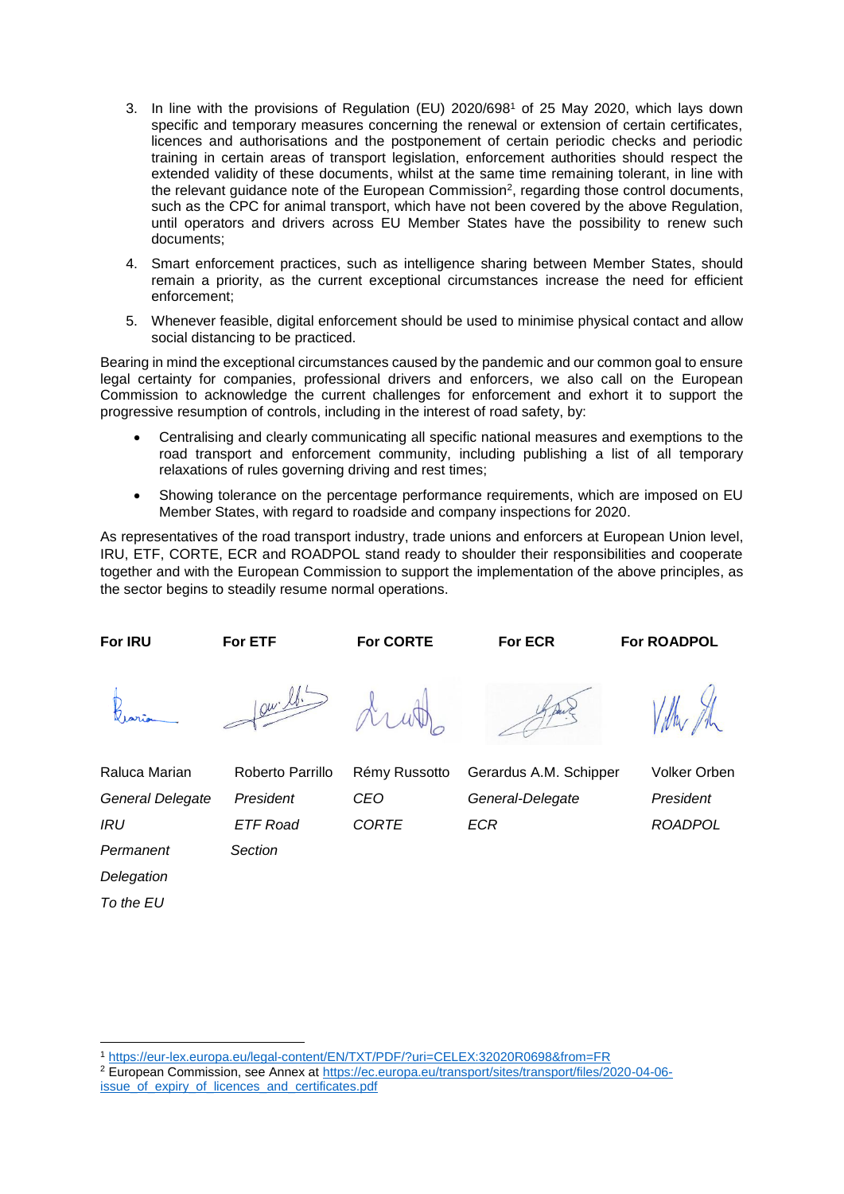3. In line with the provisions of Regulation (EU) 2020/698[1] of 25 May 2020, which lays down specific and temporary measures concerning the renewal or extension of certain certificates, licences and authorisations and the postponement of certain periodic checks and periodic training in certain areas of transport legislation, enforcement authorities should respect the extended validity of these documents, whilst at the same time remaining tolerant, in line with the relevant guidance note of the European Commission[2], regarding those control documents, such as the CPC for animal transport, which have not been covered by the above Regulation, until operators and drivers across EU Member States have the possibility to renew such documents;
4. Smart enforcement practices, such as intelligence sharing between Member States, should remain a priority, as the current exceptional circumstances increase the need for efficient enforcement;
5. Whenever feasible, digital enforcement should be used to minimise physical contact and allow social distancing to be practiced.

Bearing in mind the exceptional circumstances caused by the pandemic and our common goal to ensure legal certainty for companies, professional drivers and enforcers, we also call on the European Commission to acknowledge the current challenges for enforcement and exhort it to support the progressive resumption of controls, including in the interest of road safety, by:

- Centralising and clearly communicating all specific national measures and exemptions to the road transport and enforcement community, including publishing a list of all temporary relaxations of rules governing driving and rest times;
- Showing tolerance on the percentage performance requirements, which are imposed on EU Member States, with regard to roadside and company inspections for 2020.

As representatives of the road transport industry, trade unions and enforcers at European Union level, IRU, ETF, CORTE, ECR and ROADPOL stand ready to shoulder their responsibilities and cooperate together and with the European Commission to support the implementation of the above principles, as the sector begins to steadily resume normal operations.

| **For IRU** | **For ETF** | **For CORTE** | **For ECR** | **For ROADPOL** |
|---|---|---|---|---|
| Raluca Marian | Roberto Parrillo | Rémy Russotto | Gerardus A.M. Schipper | Volker Orben |
| *General Delegate IRU Permanent Delegation To the EU* | *President ETF Road Section* | *CEO CORTE* | *General-Delegate ECR* | *President ROADPOL* |

[1] https://eur-lex.europa.eu/legal-content/EN/TXT/PDF/?uri=CELEX:32020R0698&from=FR

[2] European Commission, see Annex at https://ec.europa.eu/transport/sites/transport/files/2020-04-06-issue_of_expiry_of_licences_and_certificates.pdf